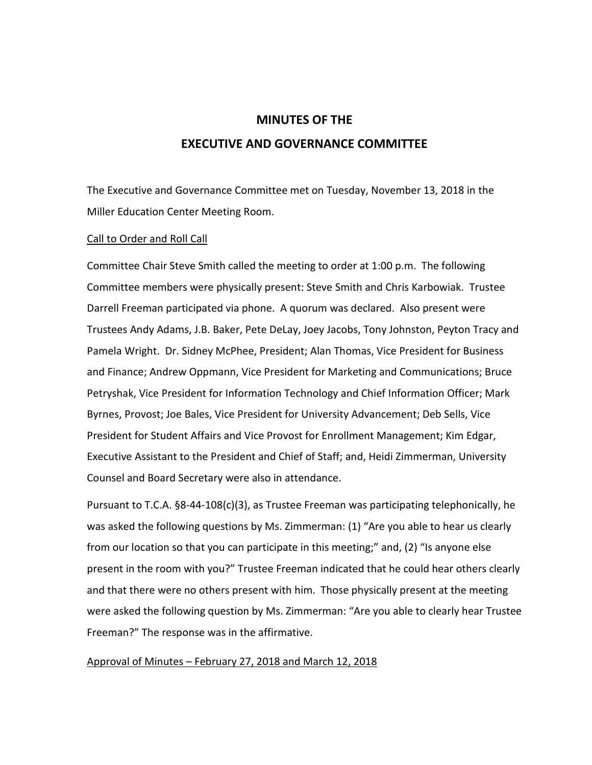# MINUTES OF THE
# EXECUTIVE AND GOVERNANCE COMMITTEE

The Executive and Governance Committee met on Tuesday, November 13, 2018 in the Miller Education Center Meeting Room.

Call to Order and Roll Call

Committee Chair Steve Smith called the meeting to order at 1:00 p.m. The following Committee members were physically present: Steve Smith and Chris Karbowiak. Trustee Darrell Freeman participated via phone. A quorum was declared. Also present were Trustees Andy Adams, J.B. Baker, Pete DeLay, Joey Jacobs, Tony Johnston, Peyton Tracy and Pamela Wright. Dr. Sidney McPhee, President; Alan Thomas, Vice President for Business and Finance; Andrew Oppmann, Vice President for Marketing and Communications; Bruce Petryshak, Vice President for Information Technology and Chief Information Officer; Mark Byrnes, Provost; Joe Bales, Vice President for University Advancement; Deb Sells, Vice President for Student Affairs and Vice Provost for Enrollment Management; Kim Edgar, Executive Assistant to the President and Chief of Staff; and, Heidi Zimmerman, University Counsel and Board Secretary were also in attendance.

Pursuant to T.C.A. §8-44-108(c)(3), as Trustee Freeman was participating telephonically, he was asked the following questions by Ms. Zimmerman: (1) "Are you able to hear us clearly from our location so that you can participate in this meeting;" and, (2) "Is anyone else present in the room with you?" Trustee Freeman indicated that he could hear others clearly and that there were no others present with him. Those physically present at the meeting were asked the following question by Ms. Zimmerman: "Are you able to clearly hear Trustee Freeman?" The response was in the affirmative.

Approval of Minutes – February 27, 2018 and March 12, 2018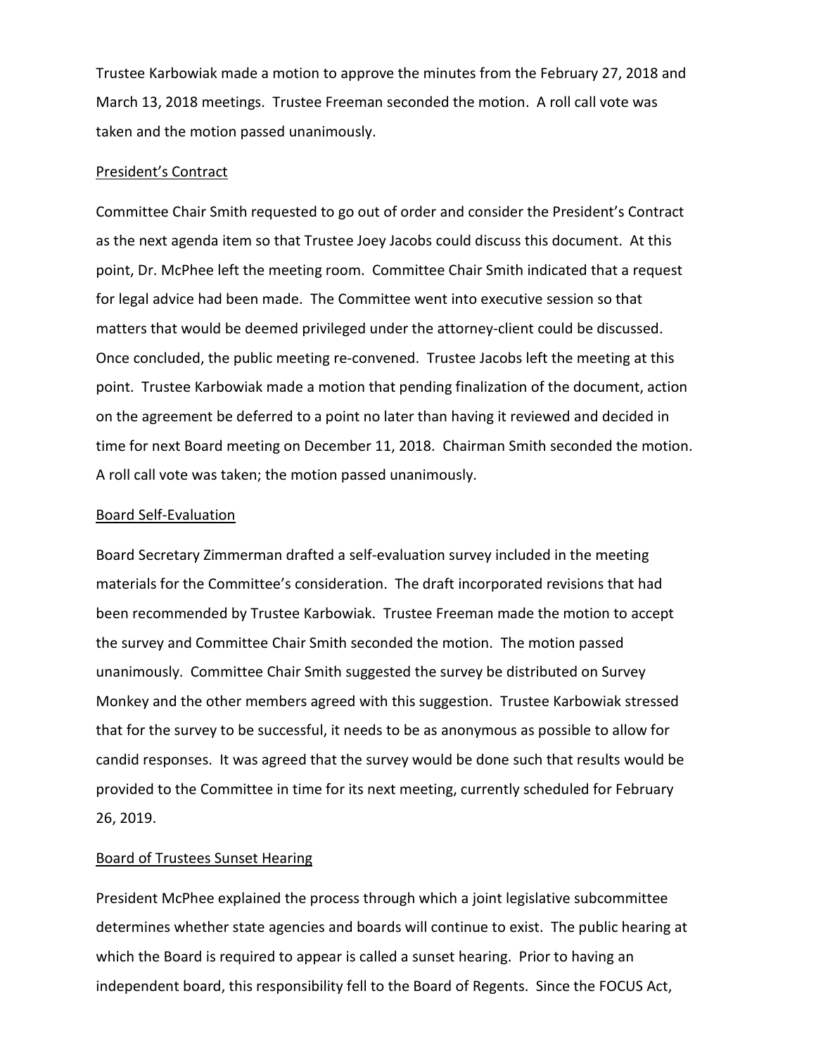Trustee Karbowiak made a motion to approve the minutes from the February 27, 2018 and March 13, 2018 meetings. Trustee Freeman seconded the motion. A roll call vote was taken and the motion passed unanimously.

## President's Contract

Committee Chair Smith requested to go out of order and consider the President's Contract as the next agenda item so that Trustee Joey Jacobs could discuss this document. At this point, Dr. McPhee left the meeting room. Committee Chair Smith indicated that a request for legal advice had been made. The Committee went into executive session so that matters that would be deemed privileged under the attorney-client could be discussed. Once concluded, the public meeting re-convened. Trustee Jacobs left the meeting at this point. Trustee Karbowiak made a motion that pending finalization of the document, action on the agreement be deferred to a point no later than having it reviewed and decided in time for next Board meeting on December 11, 2018. Chairman Smith seconded the motion. A roll call vote was taken; the motion passed unanimously.

## Board Self-Evaluation

Board Secretary Zimmerman drafted a self-evaluation survey included in the meeting materials for the Committee's consideration. The draft incorporated revisions that had been recommended by Trustee Karbowiak. Trustee Freeman made the motion to accept the survey and Committee Chair Smith seconded the motion. The motion passed unanimously. Committee Chair Smith suggested the survey be distributed on Survey Monkey and the other members agreed with this suggestion. Trustee Karbowiak stressed that for the survey to be successful, it needs to be as anonymous as possible to allow for candid responses. It was agreed that the survey would be done such that results would be provided to the Committee in time for its next meeting, currently scheduled for February 26, 2019.

## Board of Trustees Sunset Hearing

President McPhee explained the process through which a joint legislative subcommittee determines whether state agencies and boards will continue to exist. The public hearing at which the Board is required to appear is called a sunset hearing. Prior to having an independent board, this responsibility fell to the Board of Regents. Since the FOCUS Act,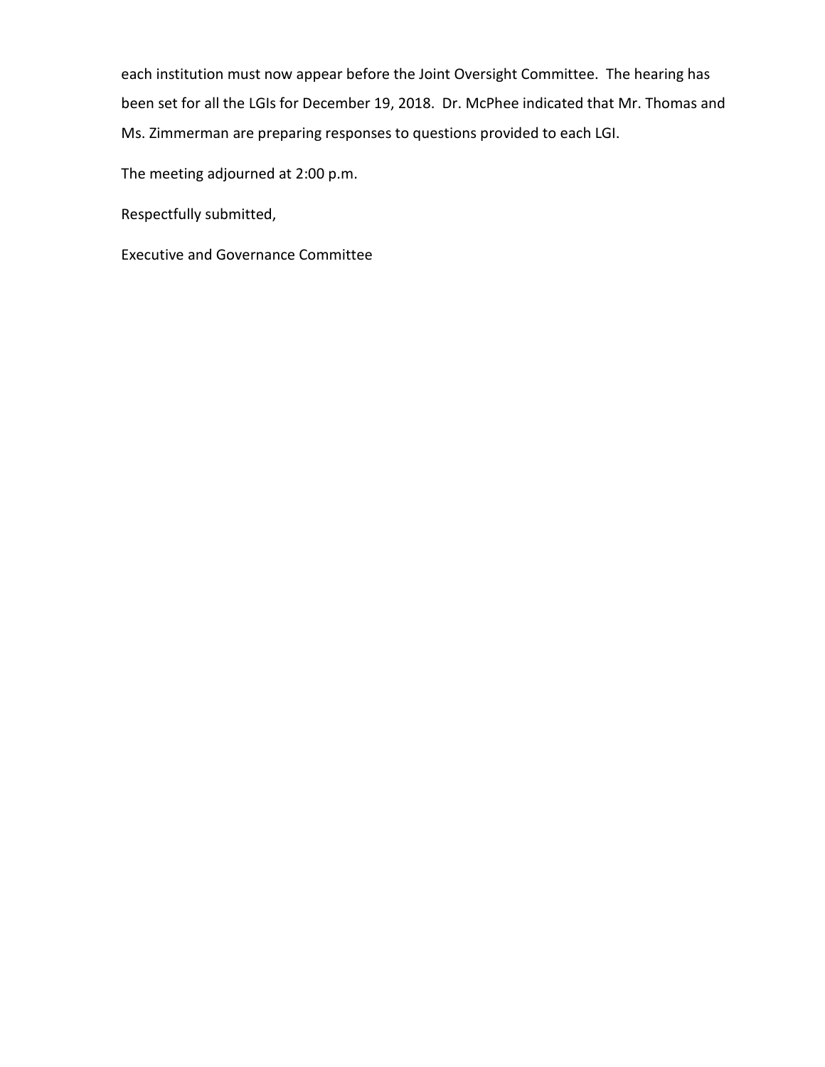each institution must now appear before the Joint Oversight Committee. The hearing has been set for all the LGIs for December 19, 2018. Dr. McPhee indicated that Mr. Thomas and Ms. Zimmerman are preparing responses to questions provided to each LGI.

The meeting adjourned at 2:00 p.m.

Respectfully submitted,

Executive and Governance Committee